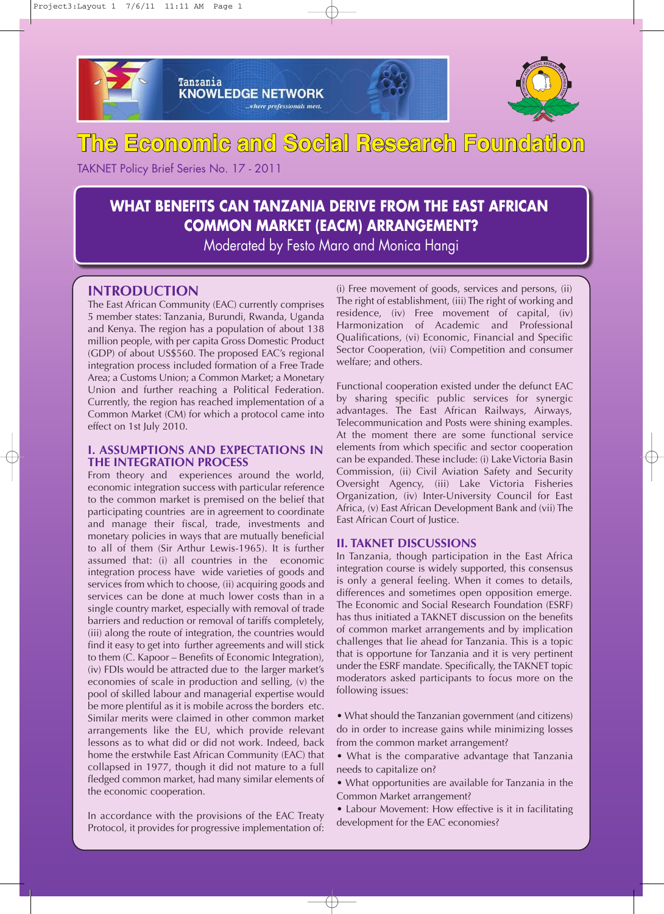Tanzania KNOWLEDGE NETWORK ...where professionals meet.

# The Economic and Social Research Foundation

TAKNET Policy Brief Series No. 17 - 2011

## WHAT BENEFITS CAN TANZANIA DERIVE FROM THE EAST AFRICAN COMMON MARKET (EACM) ARRANGEMENT?

Moderated by Festo Maro and Monica Hangi

## INTRODUCTION

The East African Community (EAC) currently comprises 5 member states: Tanzania, Burundi, Rwanda, Uganda and Kenya. The region has a population of about 138 million people, with per capita Gross Domestic Product (GDP) of about US$560. The proposed EAC's regional integration process included formation of a Free Trade Area; a Customs Union; a Common Market; a Monetary Union and further reaching a Political Federation. Currently, the region has reached implementation of a Common Market (CM) for which a protocol came into effect on 1st July 2010.

## I. ASSUMPTIONS AND EXPECTATIONS IN THE INTEGRATION PROCESS

From theory and experiences around the world, economic integration success with particular reference to the common market is premised on the belief that participating countries are in agreement to coordinate and manage their fiscal, trade, investments and monetary policies in ways that are mutually beneficial to all of them (Sir Arthur Lewis-1965). It is further assumed that: (i) all countries in the economic integration process have wide varieties of goods and services from which to choose, (ii) acquiring goods and services can be done at much lower costs than in a single country market, especially with removal of trade barriers and reduction or removal of tariffs completely, (iii) along the route of integration, the countries would find it easy to get into further agreements and will stick to them (C. Kapoor – Benefits of Economic Integration), (iv) FDIs would be attracted due to the larger market's economies of scale in production and selling, (v) the pool of skilled labour and managerial expertise would be more plentiful as it is mobile across the borders etc. Similar merits were claimed in other common market arrangements like the EU, which provide relevant lessons as to what did or did not work. Indeed, back home the erstwhile East African Community (EAC) that collapsed in 1977, though it did not mature to a full fledged common market, had many similar elements of the economic cooperation.

In accordance with the provisions of the EAC Treaty Protocol, it provides for progressive implementation of: (i) Free movement of goods, services and persons, (ii) The right of establishment, (iii) The right of working and residence, (iv) Free movement of capital, (iv) Harmonization of Academic and Professional Qualifications, (vi) Economic, Financial and Specific Sector Cooperation, (vii) Competition and consumer welfare; and others.

Functional cooperation existed under the defunct EAC by sharing specific public services for synergic advantages. The East African Railways, Airways, Telecommunication and Posts were shining examples. At the moment there are some functional service elements from which specific and sector cooperation can be expanded. These include: (i) Lake Victoria Basin Commission, (ii) Civil Aviation Safety and Security Oversight Agency, (iii) Lake Victoria Fisheries Organization, (iv) Inter-University Council for East Africa, (v) East African Development Bank and (vii) The East African Court of Justice.

## II. TAKNET DISCUSSIONS

In Tanzania, though participation in the East Africa integration course is widely supported, this consensus is only a general feeling. When it comes to details, differences and sometimes open opposition emerge. The Economic and Social Research Foundation (ESRF) has thus initiated a TAKNET discussion on the benefits of common market arrangements and by implication challenges that lie ahead for Tanzania. This is a topic that is opportune for Tanzania and it is very pertinent under the ESRF mandate. Specifically, the TAKNET topic moderators asked participants to focus more on the following issues:

- What should the Tanzanian government (and citizens) do in order to increase gains while minimizing losses from the common market arrangement?
- What is the comparative advantage that Tanzania needs to capitalize on?
- What opportunities are available for Tanzania in the Common Market arrangement?
- Labour Movement: How effective is it in facilitating development for the EAC economies?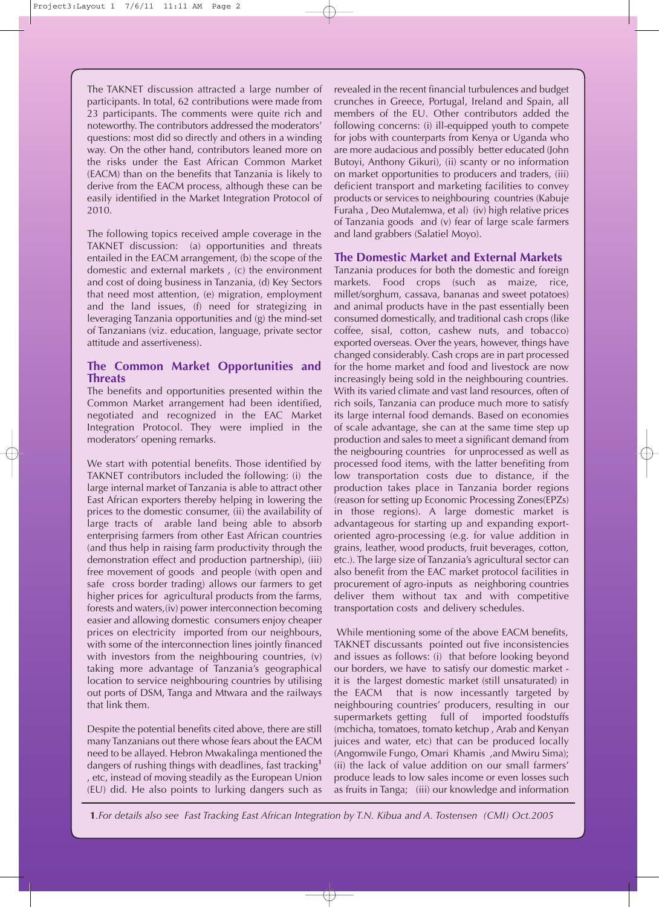The TAKNET discussion attracted a large number of participants. In total, 62 contributions were made from 23 participants. The comments were quite rich and noteworthy. The contributors addressed the moderators' questions: most did so directly and others in a winding way. On the other hand, contributors leaned more on the risks under the East African Common Market (EACM) than on the benefits that Tanzania is likely to derive from the EACM process, although these can be easily identified in the Market Integration Protocol of 2010.

The following topics received ample coverage in the TAKNET discussion: (a) opportunities and threats entailed in the EACM arrangement, (b) the scope of the domestic and external markets , (c) the environment and cost of doing business in Tanzania, (d) Key Sectors that need most attention, (e) migration, employment and the land issues, (f) need for strategizing in leveraging Tanzania opportunities and (g) the mind-set of Tanzanians (viz. education, language, private sector attitude and assertiveness).

## The Common Market Opportunities and Threats

The benefits and opportunities presented within the Common Market arrangement had been identified, negotiated and recognized in the EAC Market Integration Protocol. They were implied in the moderators' opening remarks.

We start with potential benefits. Those identified by TAKNET contributors included the following: (i) the large internal market of Tanzania is able to attract other East African exporters thereby helping in lowering the prices to the domestic consumer, (ii) the availability of large tracts of arable land being able to absorb enterprising farmers from other East African countries (and thus help in raising farm productivity through the demonstration effect and production partnership), (iii) free movement of goods and people (with open and safe cross border trading) allows our farmers to get higher prices for agricultural products from the farms, forests and waters,(iv) power interconnection becoming easier and allowing domestic consumers enjoy cheaper prices on electricity imported from our neighbours, with some of the interconnection lines jointly financed with investors from the neighbouring countries, (v) taking more advantage of Tanzania's geographical location to service neighbouring countries by utilising out ports of DSM, Tanga and Mtwara and the railways that link them.

Despite the potential benefits cited above, there are still many Tanzanians out there whose fears about the EACM need to be allayed. Hebron Mwakalinga mentioned the dangers of rushing things with deadlines, fast tracking[1] , etc, instead of moving steadily as the European Union (EU) did. He also points to lurking dangers such as revealed in the recent financial turbulences and budget crunches in Greece, Portugal, Ireland and Spain, all members of the EU. Other contributors added the following concerns: (i) ill-equipped youth to compete for jobs with counterparts from Kenya or Uganda who are more audacious and possibly better educated (John Butoyi, Anthony Gikuri), (ii) scanty or no information on market opportunities to producers and traders, (iii) deficient transport and marketing facilities to convey products or services to neighbouring countries (Kabuje Furaha , Deo Mutalemwa, et al) (iv) high relative prices of Tanzania goods and (v) fear of large scale farmers and land grabbers (Salatiel Moyo).

## The Domestic Market and External Markets

Tanzania produces for both the domestic and foreign markets. Food crops (such as maize, rice, millet/sorghum, cassava, bananas and sweet potatoes) and animal products have in the past essentially been consumed domestically, and traditional cash crops (like coffee, sisal, cotton, cashew nuts, and tobacco) exported overseas. Over the years, however, things have changed considerably. Cash crops are in part processed for the home market and food and livestock are now increasingly being sold in the neighbouring countries. With its varied climate and vast land resources, often of rich soils, Tanzania can produce much more to satisfy its large internal food demands. Based on economies of scale advantage, she can at the same time step up production and sales to meet a significant demand from the neigbouring countries for unprocessed as well as processed food items, with the latter benefiting from low transportation costs due to distance, if the production takes place in Tanzania border regions (reason for setting up Economic Processing Zones(EPZs) in those regions). A large domestic market is advantageous for starting up and expanding export-oriented agro-processing (e.g. for value addition in grains, leather, wood products, fruit beverages, cotton, etc.). The large size of Tanzania's agricultural sector can also benefit from the EAC market protocol facilities in procurement of agro-inputs as neighboring countries deliver them without tax and with competitive transportation costs and delivery schedules.

While mentioning some of the above EACM benefits, TAKNET discussants pointed out five inconsistencies and issues as follows: (i) that before looking beyond our borders, we have to satisfy our domestic market - it is the largest domestic market (still unsaturated) in the EACM that is now incessantly targeted by neighbouring countries' producers, resulting in our supermarkets getting full of imported foodstuffs (mchicha, tomatoes, tomato ketchup , Arab and Kenyan juices and water, etc) that can be produced locally (Angomwile Fungo, Omari Khamis ,and Mwiru Sima); (ii) the lack of value addition on our small farmers' produce leads to low sales income or even losses such as fruits in Tanga; (iii) our knowledge and information

---

**1**.*For details also see Fast Tracking East African Integration by T.N. Kibua and A. Tostensen (CMI) Oct.2005*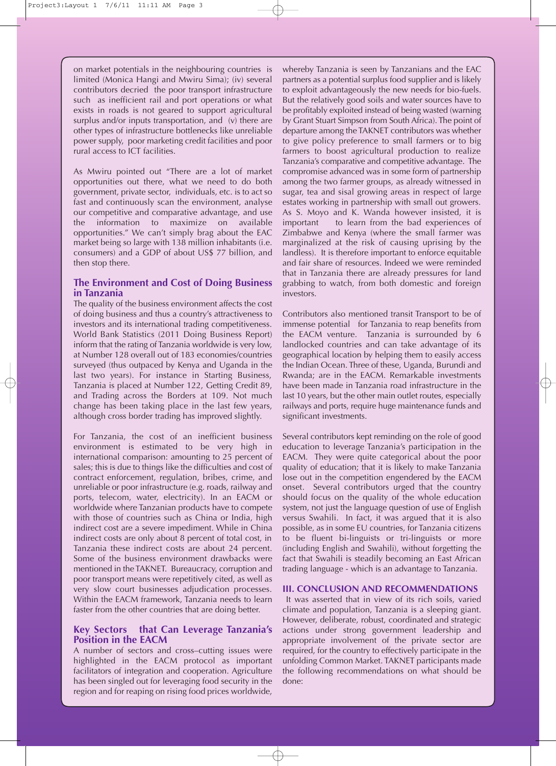on market potentials in the neighbouring countries is limited (Monica Hangi and Mwiru Sima); (iv) several contributors decried the poor transport infrastructure such as inefficient rail and port operations or what exists in roads is not geared to support agricultural surplus and/or inputs transportation, and (v) there are other types of infrastructure bottlenecks like unreliable power supply, poor marketing credit facilities and poor rural access to ICT facilities.

As Mwiru pointed out "There are a lot of market opportunities out there, what we need to do both government, private sector, individuals, etc. is to act so fast and continuously scan the environment, analyse our competitive and comparative advantage, and use the information to maximize on available opportunities." We can't simply brag about the EAC market being so large with 138 million inhabitants (i.e. consumers) and a GDP of about US$ 77 billion, and then stop there.

## The Environment and Cost of Doing Business in Tanzania

The quality of the business environment affects the cost of doing business and thus a country's attractiveness to investors and its international trading competitiveness. World Bank Statistics (2011 Doing Business Report) inform that the rating of Tanzania worldwide is very low, at Number 128 overall out of 183 economies/countries surveyed (thus outpaced by Kenya and Uganda in the last two years). For instance in Starting Business, Tanzania is placed at Number 122, Getting Credit 89, and Trading across the Borders at 109. Not much change has been taking place in the last few years, although cross border trading has improved slightly.

For Tanzania, the cost of an inefficient business environment is estimated to be very high in international comparison: amounting to 25 percent of sales; this is due to things like the difficulties and cost of contract enforcement, regulation, bribes, crime, and unreliable or poor infrastructure (e.g. roads, railway and ports, telecom, water, electricity). In an EACM or worldwide where Tanzanian products have to compete with those of countries such as China or India, high indirect cost are a severe impediment. While in China indirect costs are only about 8 percent of total cost, in Tanzania these indirect costs are about 24 percent. Some of the business environment drawbacks were mentioned in the TAKNET. Bureaucracy, corruption and poor transport means were repetitively cited, as well as very slow court business adjudication processes. Within the EACM framework, Tanzania needs to learn faster from the other countries that are doing better.

## Key Sectors that Can Leverage Tanzania's Position in the EACM

A number of sectors and cross–cutting issues were highlighted in the EACM protocol as important facilitators of integration and cooperation. Agriculture has been singled out for leveraging food security in the region and for reaping on rising food prices worldwide, whereby Tanzania is seen by Tanzanians and the EAC partners as a potential surplus food supplier and is likely to exploit advantageously the new needs for bio-fuels. But the relatively good soils and water sources have to be profitably exploited instead of being wasted (warning by Grant Stuart Simpson from South Africa). The point of departure among the TAKNET contributors was whether to give policy preference to small farmers or to big farmers to boost agricultural production to realize Tanzania's comparative and competitive advantage. The compromise advanced was in some form of partnership among the two farmer groups, as already witnessed in sugar, tea and sisal growing areas in respect of large estates working in partnership with small out growers. As S. Moyo and K. Wanda however insisted, it is important to learn from the bad experiences of Zimbabwe and Kenya (where the small farmer was marginalized at the risk of causing uprising by the landless). It is therefore important to enforce equitable and fair share of resources. Indeed we were reminded that in Tanzania there are already pressures for land grabbing to watch, from both domestic and foreign investors.

Contributors also mentioned transit Transport to be of immense potential for Tanzania to reap benefits from the EACM venture. Tanzania is surrounded by 6 landlocked countries and can take advantage of its geographical location by helping them to easily access the Indian Ocean. Three of these, Uganda, Burundi and Rwanda; are in the EACM. Remarkable investments have been made in Tanzania road infrastructure in the last 10 years, but the other main outlet routes, especially railways and ports, require huge maintenance funds and significant investments.

Several contributors kept reminding on the role of good education to leverage Tanzania's participation in the EACM. They were quite categorical about the poor quality of education; that it is likely to make Tanzania lose out in the competition engendered by the EACM onset. Several contributors urged that the country should focus on the quality of the whole education system, not just the language question of use of English versus Swahili. In fact, it was argued that it is also possible, as in some EU countries, for Tanzania citizens to be fluent bi-linguists or tri-linguists or more (including English and Swahili), without forgetting the fact that Swahili is steadily becoming an East African trading language - which is an advantage to Tanzania.

## III. CONCLUSION AND RECOMMENDATIONS

It was asserted that in view of its rich soils, varied climate and population, Tanzania is a sleeping giant. However, deliberate, robust, coordinated and strategic actions under strong government leadership and appropriate involvement of the private sector are required, for the country to effectively participate in the unfolding Common Market. TAKNET participants made the following recommendations on what should be done: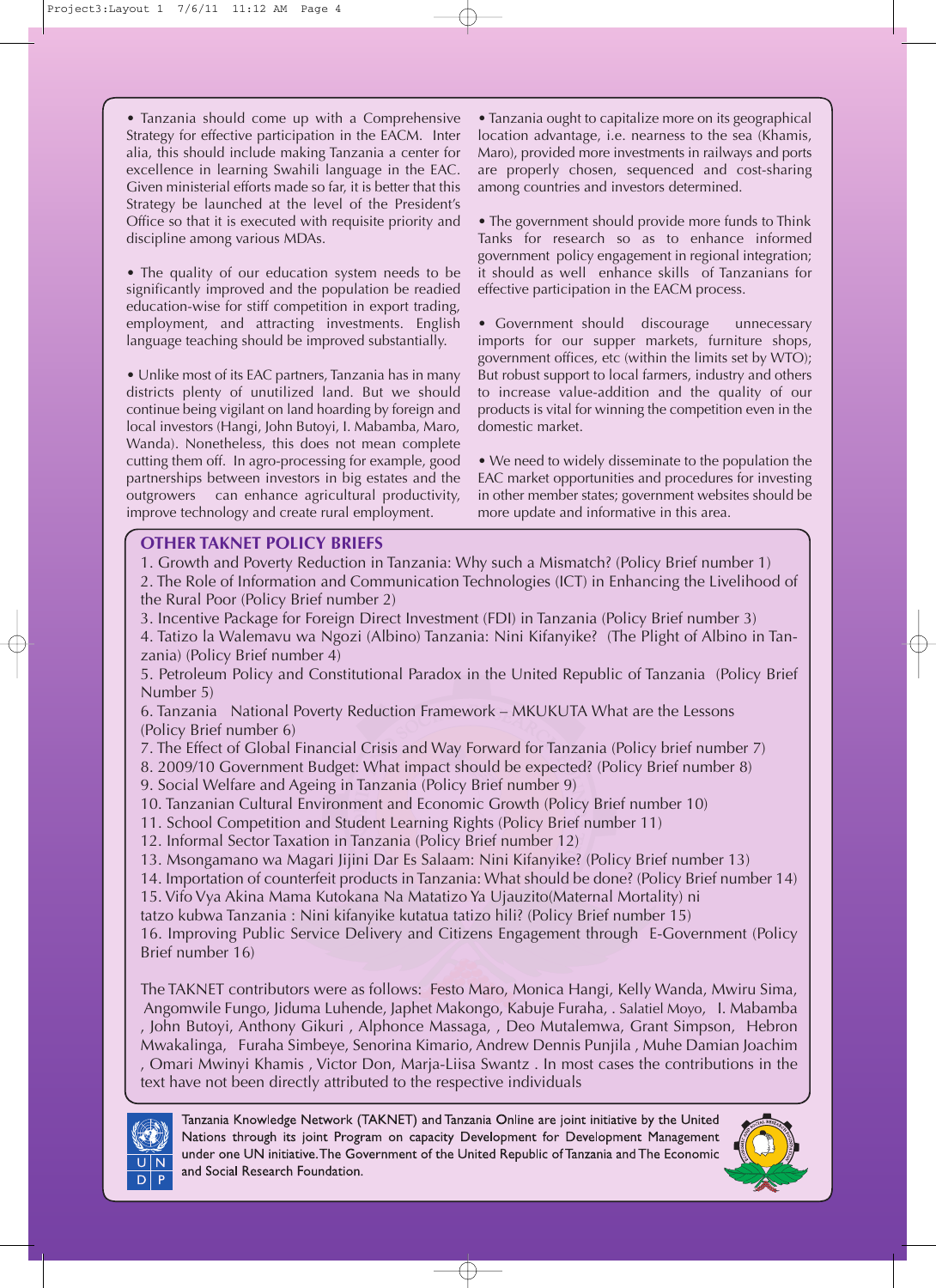- Tanzania should come up with a Comprehensive Strategy for effective participation in the EACM. Inter alia, this should include making Tanzania a center for excellence in learning Swahili language in the EAC. Given ministerial efforts made so far, it is better that this Strategy be launched at the level of the President's Office so that it is executed with requisite priority and discipline among various MDAs.

- The quality of our education system needs to be significantly improved and the population be readied education-wise for stiff competition in export trading, employment, and attracting investments. English language teaching should be improved substantially.

- Unlike most of its EAC partners, Tanzania has in many districts plenty of unutilized land. But we should continue being vigilant on land hoarding by foreign and local investors (Hangi, John Butoyi, I. Mabamba, Maro, Wanda). Nonetheless, this does not mean complete cutting them off. In agro-processing for example, good partnerships between investors in big estates and the outgrowers can enhance agricultural productivity, improve technology and create rural employment.

- Tanzania ought to capitalize more on its geographical location advantage, i.e. nearness to the sea (Khamis, Maro), provided more investments in railways and ports are properly chosen, sequenced and cost-sharing among countries and investors determined.

- The government should provide more funds to Think Tanks for research so as to enhance informed government policy engagement in regional integration; it should as well enhance skills of Tanzanians for effective participation in the EACM process.

- Government should discourage unnecessary imports for our supper markets, furniture shops, government offices, etc (within the limits set by WTO); But robust support to local farmers, industry and others to increase value-addition and the quality of our products is vital for winning the competition even in the domestic market.

- We need to widely disseminate to the population the EAC market opportunities and procedures for investing in other member states; government websites should be more update and informative in this area.

## OTHER TAKNET POLICY BRIEFS

1. Growth and Poverty Reduction in Tanzania: Why such a Mismatch? (Policy Brief number 1)
2. The Role of Information and Communication Technologies (ICT) in Enhancing the Livelihood of the Rural Poor (Policy Brief number 2)
3. Incentive Package for Foreign Direct Investment (FDI) in Tanzania (Policy Brief number 3)
4. Tatizo la Walemavu wa Ngozi (Albino) Tanzania: Nini Kifanyike? (The Plight of Albino in Tanzania) (Policy Brief number 4)
5. Petroleum Policy and Constitutional Paradox in the United Republic of Tanzania (Policy Brief Number 5)
6. Tanzania National Poverty Reduction Framework – MKUKUTA What are the Lessons (Policy Brief number 6)
7. The Effect of Global Financial Crisis and Way Forward for Tanzania (Policy brief number 7)
8. 2009/10 Government Budget: What impact should be expected? (Policy Brief number 8)
9. Social Welfare and Ageing in Tanzania (Policy Brief number 9)
10. Tanzanian Cultural Environment and Economic Growth (Policy Brief number 10)
11. School Competition and Student Learning Rights (Policy Brief number 11)
12. Informal Sector Taxation in Tanzania (Policy Brief number 12)
13. Msongamano wa Magari Jijini Dar Es Salaam: Nini Kifanyike? (Policy Brief number 13)
14. Importation of counterfeit products in Tanzania: What should be done? (Policy Brief number 14)
15. Vifo Vya Akina Mama Kutokana Na Matatizo Ya Ujauzito(Maternal Mortality) ni tatzo kubwa Tanzania : Nini kifanyike kutatua tatizo hili? (Policy Brief number 15)
16. Improving Public Service Delivery and Citizens Engagement through E-Government (Policy Brief number 16)

The TAKNET contributors were as follows: Festo Maro, Monica Hangi, Kelly Wanda, Mwiru Sima, Angomwile Fungo, Jiduma Luhende, Japhet Makongo, Kabuje Furaha, . Salatiel Moyo, I. Mabamba , John Butoyi, Anthony Gikuri , Alphonce Massaga, , Deo Mutalemwa, Grant Simpson, Hebron Mwakalinga, Furaha Simbeye, Senorina Kimario, Andrew Dennis Punjila , Muhe Damian Joachim , Omari Mwinyi Khamis , Victor Don, Marja-Liisa Swantz . In most cases the contributions in the text have not been directly attributed to the respective individuals

Tanzania Knowledge Network (TAKNET) and Tanzania Online are joint initiative by the United Nations through its joint Program on capacity Development for Development Management under one UN initiative. The Government of the United Republic of Tanzania and The Economic and Social Research Foundation.